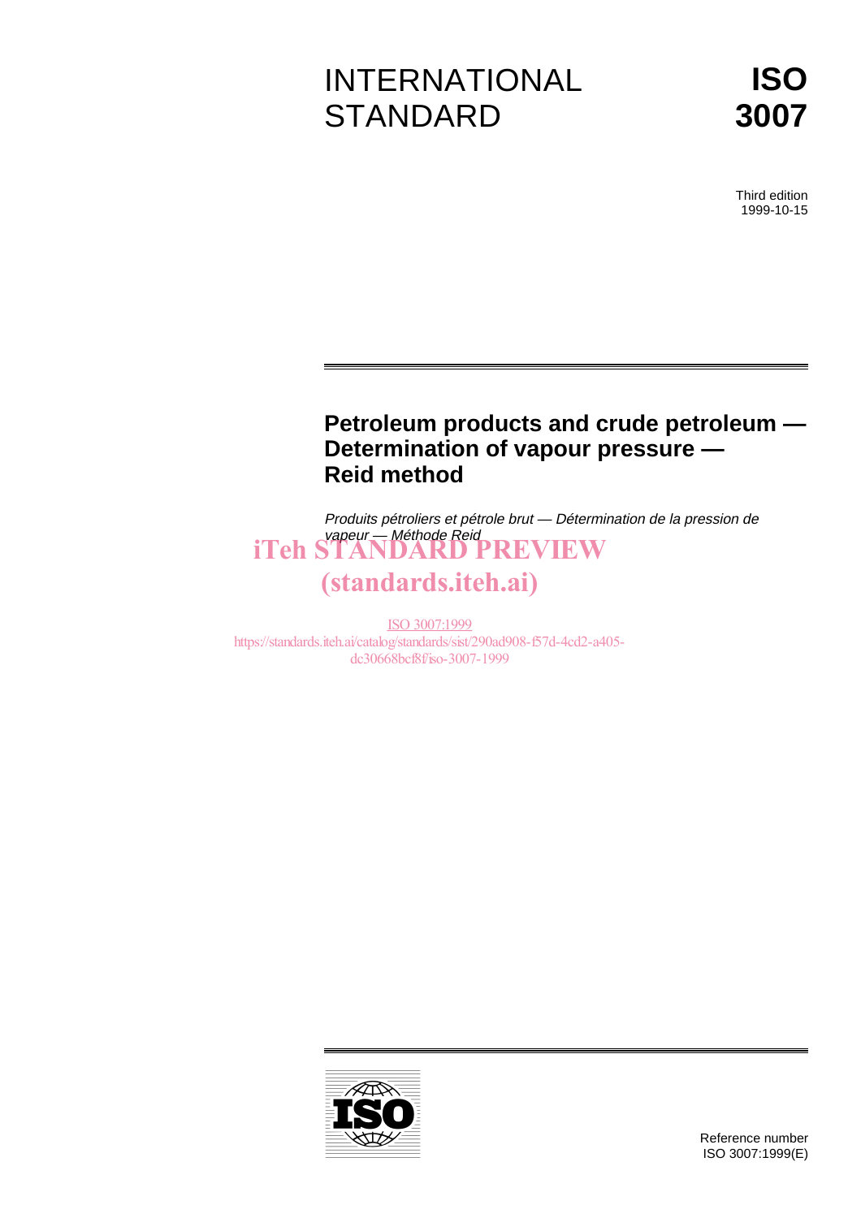# INTERNATIONAL STANDARD

**ISO 3007**

Third edition
1999-10-15

## Petroleum products and crude petroleum — Determination of vapour pressure — Reid method

*Produits pétroliers et pétrole brut — Détermination de la pression de vapeur — Méthode Reid*

iTeh STANDARD PREVIEW
(standards.iteh.ai)

ISO 3007:1999
https://standards.iteh.ai/catalog/standards/sist/290ad908-f57d-4cd2-a405-dc30668bcf8f/iso-3007-1999

Reference number
ISO 3007:1999(E)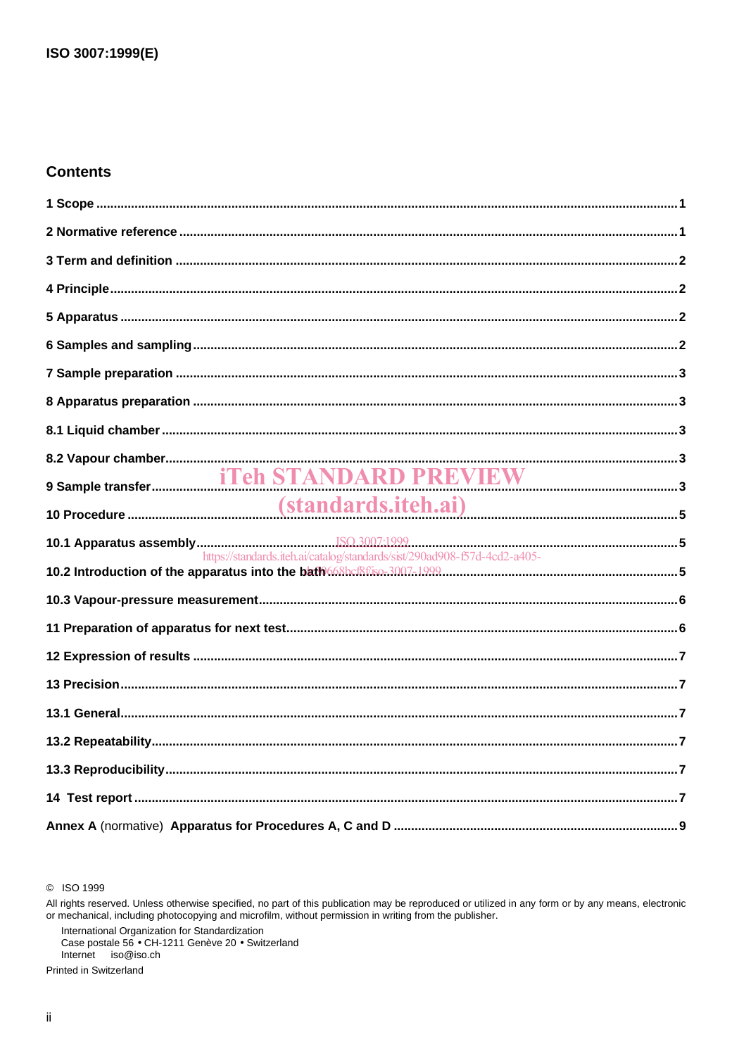## Contents

1 Scope ........................................................................................................................................................1

2 Normative reference ..................................................................................................................................1

3 Term and definition ....................................................................................................................................2

4 Principle......................................................................................................................................................2

5 Apparatus ...................................................................................................................................................2

6 Samples and sampling...............................................................................................................................2

7 Sample preparation ...................................................................................................................................3

8 Apparatus preparation ...............................................................................................................................3

8.1 Liquid chamber........................................................................................................................................3

8.2 Vapour chamber.......................................................................................................................................3

9 Sample transfer..........................................................................................................................................3

10 Procedure .................................................................................................................................................5

10.1 Apparatus assembly..............................................................................................................................5

10.2 Introduction of the apparatus into the bath.........................................................................................5

10.3 Vapour-pressure measurement............................................................................................................6

11 Preparation of apparatus for next test....................................................................................................6

12 Expression of results ...............................................................................................................................7

13 Precision....................................................................................................................................................7

13.1 General.....................................................................................................................................................7

13.2 Repeatability...........................................................................................................................................7

13.3 Reproducibility.......................................................................................................................................7

14 Test report ................................................................................................................................................7

Annex A (normative) Apparatus for Procedures A, C and D ....................................................................9

© ISO 1999

All rights reserved. Unless otherwise specified, no part of this publication may be reproduced or utilized in any form or by any means, electronic or mechanical, including photocopying and microfilm, without permission in writing from the publisher.

International Organization for Standardization
Case postale 56 • CH-1211 Genève 20 • Switzerland
Internet iso@iso.ch

Printed in Switzerland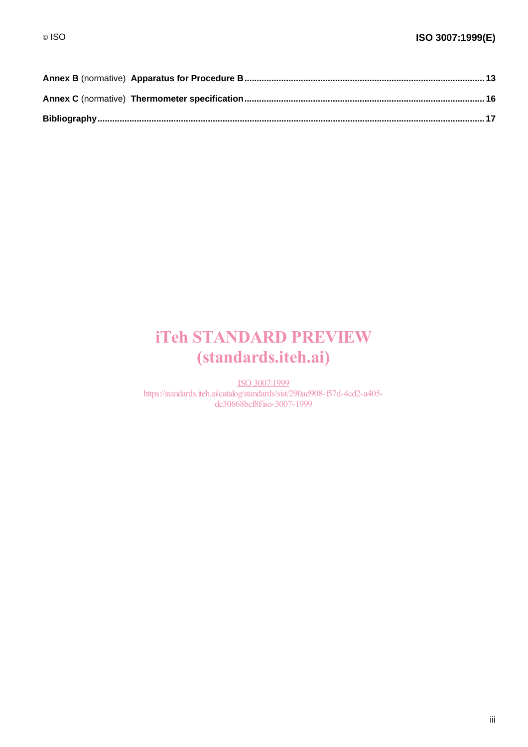**Annex B** (normative) **Apparatus for Procedure B** ................................................................................................ 13

**Annex C** (normative) **Thermometer specification** ................................................................................................ 16

**Bibliography** ................................................................................................................................................................ 17

iTeh STANDARD PREVIEW
(standards.iteh.ai)

ISO 3007:1999
https://standards.iteh.ai/catalog/standards/sist/290ad908-f57d-4cd2-a405-dc30668bcf8f/iso-3007-1999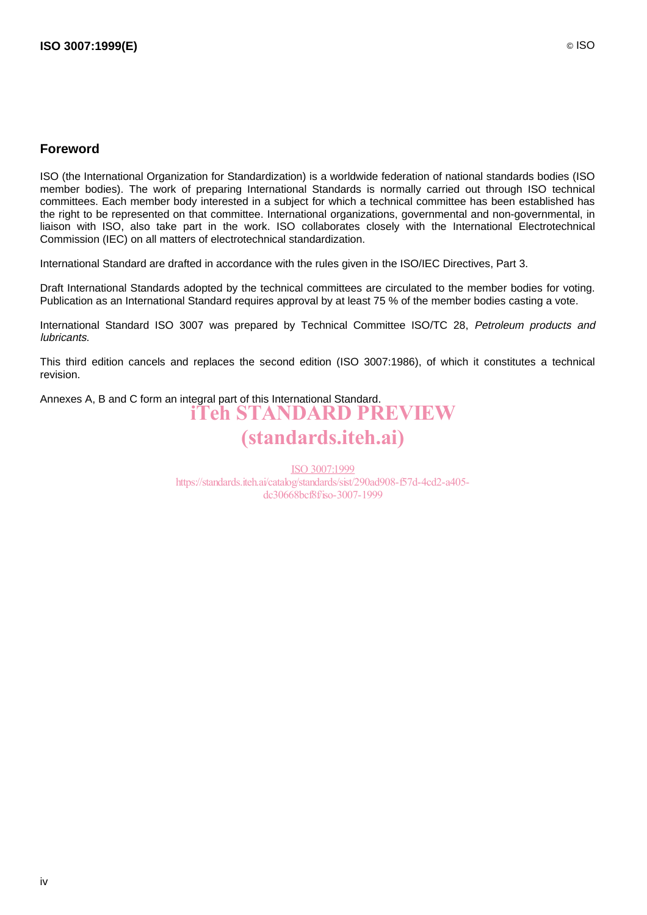## Foreword

ISO (the International Organization for Standardization) is a worldwide federation of national standards bodies (ISO member bodies). The work of preparing International Standards is normally carried out through ISO technical committees. Each member body interested in a subject for which a technical committee has been established has the right to be represented on that committee. International organizations, governmental and non-governmental, in liaison with ISO, also take part in the work. ISO collaborates closely with the International Electrotechnical Commission (IEC) on all matters of electrotechnical standardization.

International Standard are drafted in accordance with the rules given in the ISO/IEC Directives, Part 3.

Draft International Standards adopted by the technical committees are circulated to the member bodies for voting. Publication as an International Standard requires approval by at least 75 % of the member bodies casting a vote.

International Standard ISO 3007 was prepared by Technical Committee ISO/TC 28, *Petroleum products and lubricants*.

This third edition cancels and replaces the second edition (ISO 3007:1986), of which it constitutes a technical revision.

Annexes A, B and C form an integral part of this International Standard.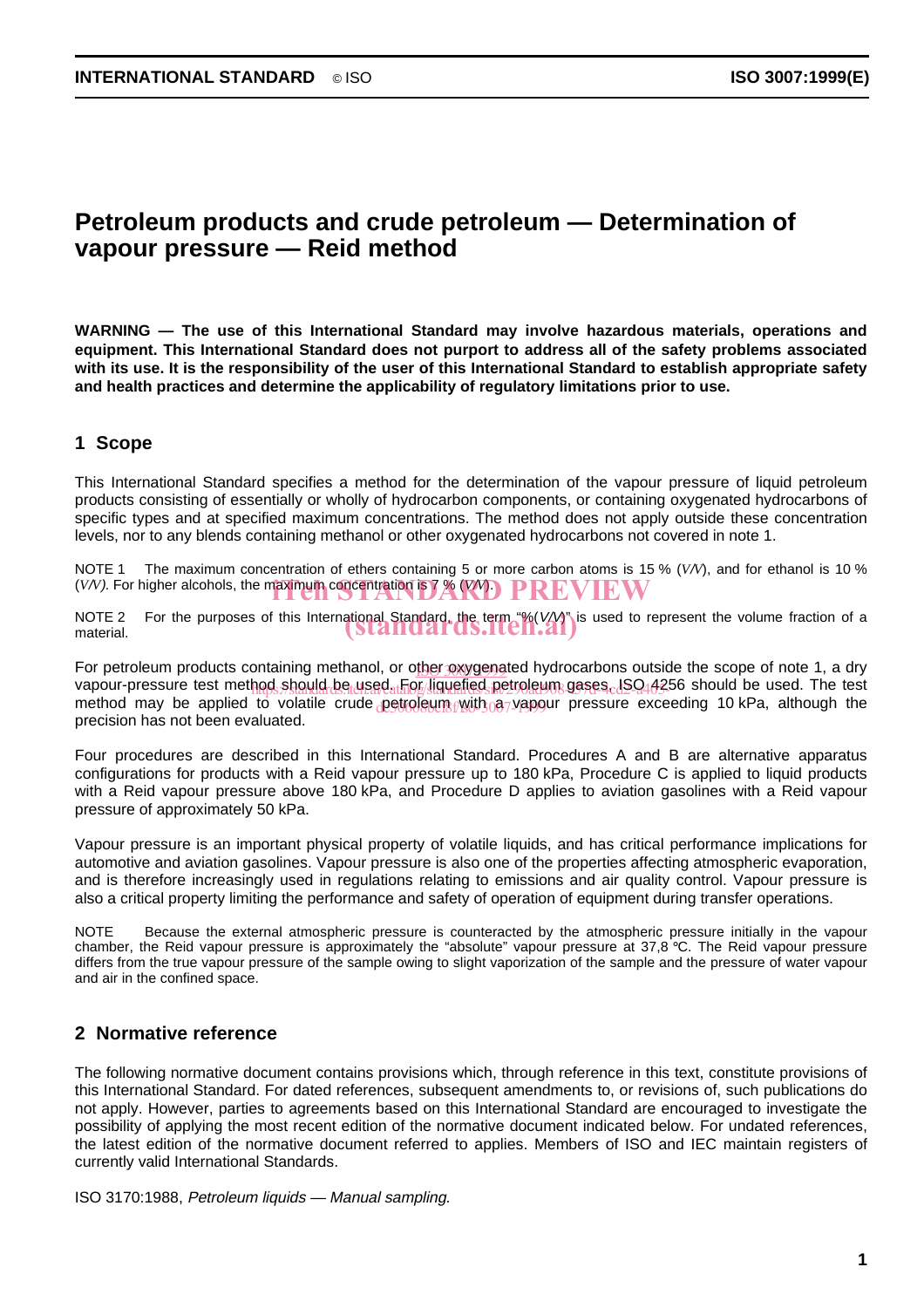# Petroleum products and crude petroleum — Determination of vapour pressure — Reid method

**WARNING — The use of this International Standard may involve hazardous materials, operations and equipment. This International Standard does not purport to address all of the safety problems associated with its use. It is the responsibility of the user of this International Standard to establish appropriate safety and health practices and determine the applicability of regulatory limitations prior to use.**

## 1 Scope

This International Standard specifies a method for the determination of the vapour pressure of liquid petroleum products consisting of essentially or wholly of hydrocarbon components, or containing oxygenated hydrocarbons of specific types and at specified maximum concentrations. The method does not apply outside these concentration levels, nor to any blends containing methanol or other oxygenated hydrocarbons not covered in note 1.

NOTE 1 The maximum concentration of ethers containing 5 or more carbon atoms is 15 % (*V/V*), and for ethanol is 10 % (*V/V*). For higher alcohols, the maximum concentration is 7 % (*V/V*).

NOTE 2 For the purposes of this International Standard, the term "%(*V/V*)" is used to represent the volume fraction of a material.

For petroleum products containing methanol, or other oxygenated hydrocarbons outside the scope of note 1, a dry vapour-pressure test method should be used. For liquefied petroleum gases, ISO 4256 should be used. The test method may be applied to volatile crude petroleum with a vapour pressure exceeding 10 kPa, although the precision has not been evaluated.

Four procedures are described in this International Standard. Procedures A and B are alternative apparatus configurations for products with a Reid vapour pressure up to 180 kPa, Procedure C is applied to liquid products with a Reid vapour pressure above 180 kPa, and Procedure D applies to aviation gasolines with a Reid vapour pressure of approximately 50 kPa.

Vapour pressure is an important physical property of volatile liquids, and has critical performance implications for automotive and aviation gasolines. Vapour pressure is also one of the properties affecting atmospheric evaporation, and is therefore increasingly used in regulations relating to emissions and air quality control. Vapour pressure is also a critical property limiting the performance and safety of operation of equipment during transfer operations.

NOTE Because the external atmospheric pressure is counteracted by the atmospheric pressure initially in the vapour chamber, the Reid vapour pressure is approximately the "absolute" vapour pressure at 37,8 °C. The Reid vapour pressure differs from the true vapour pressure of the sample owing to slight vaporization of the sample and the pressure of water vapour and air in the confined space.

## 2 Normative reference

The following normative document contains provisions which, through reference in this text, constitute provisions of this International Standard. For dated references, subsequent amendments to, or revisions of, such publications do not apply. However, parties to agreements based on this International Standard are encouraged to investigate the possibility of applying the most recent edition of the normative document indicated below. For undated references, the latest edition of the normative document referred to applies. Members of ISO and IEC maintain registers of currently valid International Standards.

ISO 3170:1988, *Petroleum liquids — Manual sampling.*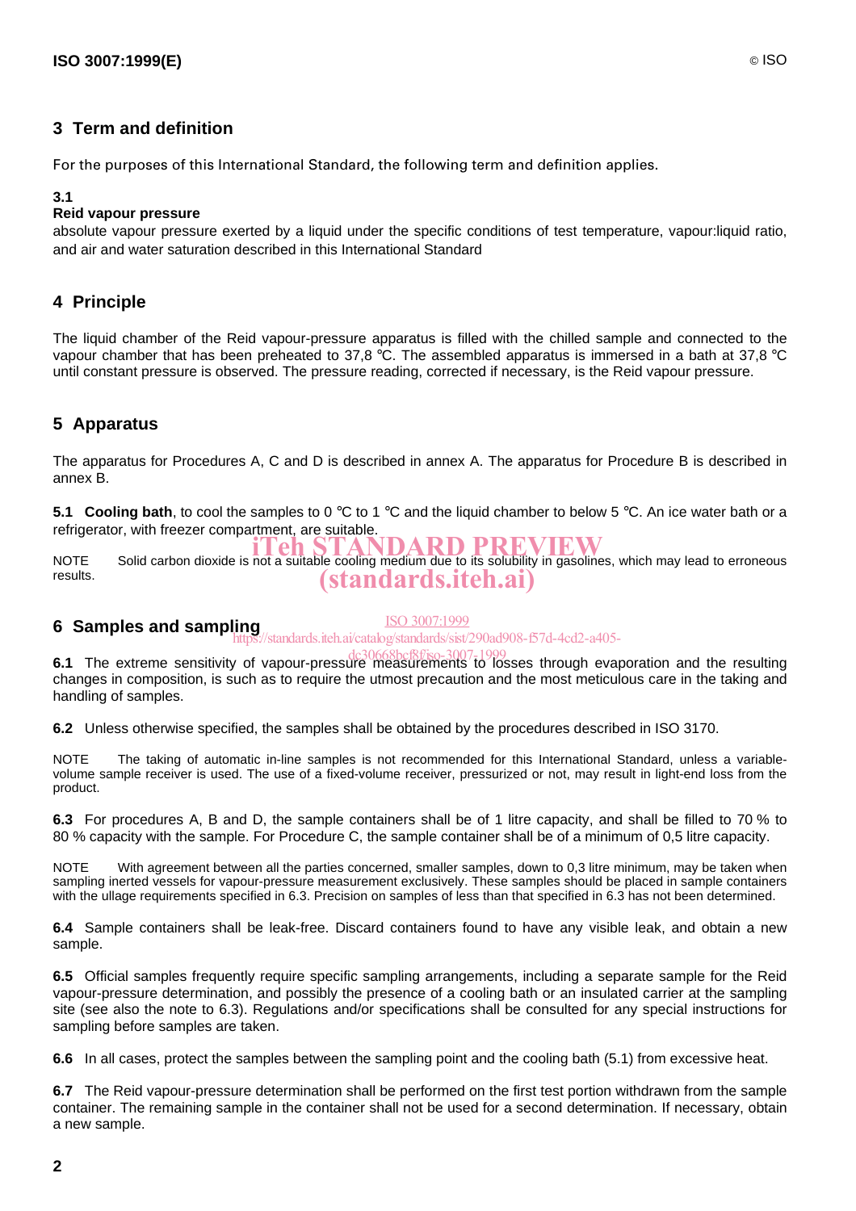## 3 Term and definition

For the purposes of this International Standard, the following term and definition applies.

**3.1**

**Reid vapour pressure**

absolute vapour pressure exerted by a liquid under the specific conditions of test temperature, vapour:liquid ratio, and air and water saturation described in this International Standard

## 4 Principle

The liquid chamber of the Reid vapour-pressure apparatus is filled with the chilled sample and connected to the vapour chamber that has been preheated to 37,8 °C. The assembled apparatus is immersed in a bath at 37,8 °C until constant pressure is observed. The pressure reading, corrected if necessary, is the Reid vapour pressure.

## 5 Apparatus

The apparatus for Procedures A, C and D is described in annex A. The apparatus for Procedure B is described in annex B.

**5.1 Cooling bath**, to cool the samples to 0 °C to 1 °C and the liquid chamber to below 5 °C. An ice water bath or a refrigerator, with freezer compartment, are suitable.

NOTE Solid carbon dioxide is not a suitable cooling medium due to its solubility in gasolines, which may lead to erroneous results.

## 6 Samples and sampling

**6.1** The extreme sensitivity of vapour-pressure measurements to losses through evaporation and the resulting changes in composition, is such as to require the utmost precaution and the most meticulous care in the taking and handling of samples.

**6.2** Unless otherwise specified, the samples shall be obtained by the procedures described in ISO 3170.

NOTE The taking of automatic in-line samples is not recommended for this International Standard, unless a variable-volume sample receiver is used. The use of a fixed-volume receiver, pressurized or not, may result in light-end loss from the product.

**6.3** For procedures A, B and D, the sample containers shall be of 1 litre capacity, and shall be filled to 70 % to 80 % capacity with the sample. For Procedure C, the sample container shall be of a minimum of 0,5 litre capacity.

NOTE With agreement between all the parties concerned, smaller samples, down to 0,3 litre minimum, may be taken when sampling inerted vessels for vapour-pressure measurement exclusively. These samples should be placed in sample containers with the ullage requirements specified in 6.3. Precision on samples of less than that specified in 6.3 has not been determined.

**6.4** Sample containers shall be leak-free. Discard containers found to have any visible leak, and obtain a new sample.

**6.5** Official samples frequently require specific sampling arrangements, including a separate sample for the Reid vapour-pressure determination, and possibly the presence of a cooling bath or an insulated carrier at the sampling site (see also the note to 6.3). Regulations and/or specifications shall be consulted for any special instructions for sampling before samples are taken.

**6.6** In all cases, protect the samples between the sampling point and the cooling bath (5.1) from excessive heat.

**6.7** The Reid vapour-pressure determination shall be performed on the first test portion withdrawn from the sample container. The remaining sample in the container shall not be used for a second determination. If necessary, obtain a new sample.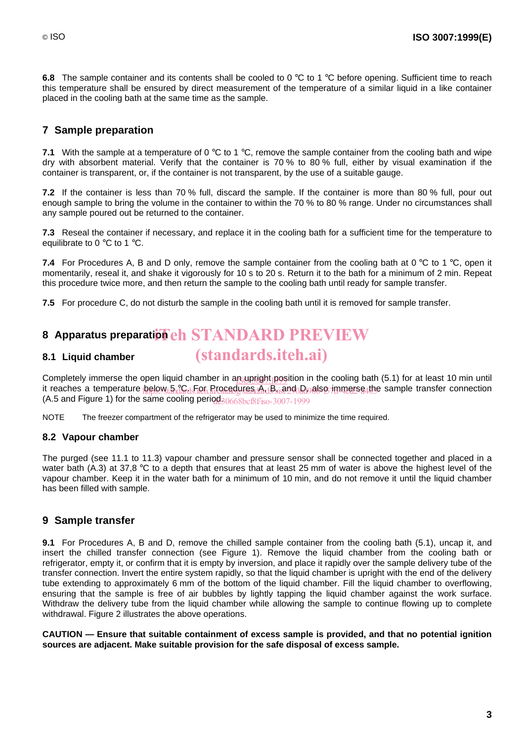**6.8** The sample container and its contents shall be cooled to 0 °C to 1 °C before opening. Sufficient time to reach this temperature shall be ensured by direct measurement of the temperature of a similar liquid in a like container placed in the cooling bath at the same time as the sample.

## 7 Sample preparation

**7.1** With the sample at a temperature of 0 °C to 1 °C, remove the sample container from the cooling bath and wipe dry with absorbent material. Verify that the container is 70 % to 80 % full, either by visual examination if the container is transparent, or, if the container is not transparent, by the use of a suitable gauge.

**7.2** If the container is less than 70 % full, discard the sample. If the container is more than 80 % full, pour out enough sample to bring the volume in the container to within the 70 % to 80 % range. Under no circumstances shall any sample poured out be returned to the container.

**7.3** Reseal the container if necessary, and replace it in the cooling bath for a sufficient time for the temperature to equilibrate to 0 °C to 1 °C.

**7.4** For Procedures A, B and D only, remove the sample container from the cooling bath at 0 °C to 1 °C, open it momentarily, reseal it, and shake it vigorously for 10 s to 20 s. Return it to the bath for a minimum of 2 min. Repeat this procedure twice more, and then return the sample to the cooling bath until ready for sample transfer.

**7.5** For procedure C, do not disturb the sample in the cooling bath until it is removed for sample transfer.

## 8 Apparatus preparation

### 8.1 Liquid chamber

Completely immerse the open liquid chamber in an upright position in the cooling bath (5.1) for at least 10 min until it reaches a temperature below 5 °C. For Procedures A, B, and D, also immerse the sample transfer connection (A.5 and Figure 1) for the same cooling period.

NOTE The freezer compartment of the refrigerator may be used to minimize the time required.

### 8.2 Vapour chamber

The purged (see 11.1 to 11.3) vapour chamber and pressure sensor shall be connected together and placed in a water bath (A.3) at 37,8 °C to a depth that ensures that at least 25 mm of water is above the highest level of the vapour chamber. Keep it in the water bath for a minimum of 10 min, and do not remove it until the liquid chamber has been filled with sample.

## 9 Sample transfer

**9.1** For Procedures A, B and D, remove the chilled sample container from the cooling bath (5.1), uncap it, and insert the chilled transfer connection (see Figure 1). Remove the liquid chamber from the cooling bath or refrigerator, empty it, or confirm that it is empty by inversion, and place it rapidly over the sample delivery tube of the transfer connection. Invert the entire system rapidly, so that the liquid chamber is upright with the end of the delivery tube extending to approximately 6 mm of the bottom of the liquid chamber. Fill the liquid chamber to overflowing, ensuring that the sample is free of air bubbles by lightly tapping the liquid chamber against the work surface. Withdraw the delivery tube from the liquid chamber while allowing the sample to continue flowing up to complete withdrawal. Figure 2 illustrates the above operations.

**CAUTION — Ensure that suitable containment of excess sample is provided, and that no potential ignition sources are adjacent. Make suitable provision for the safe disposal of excess sample.**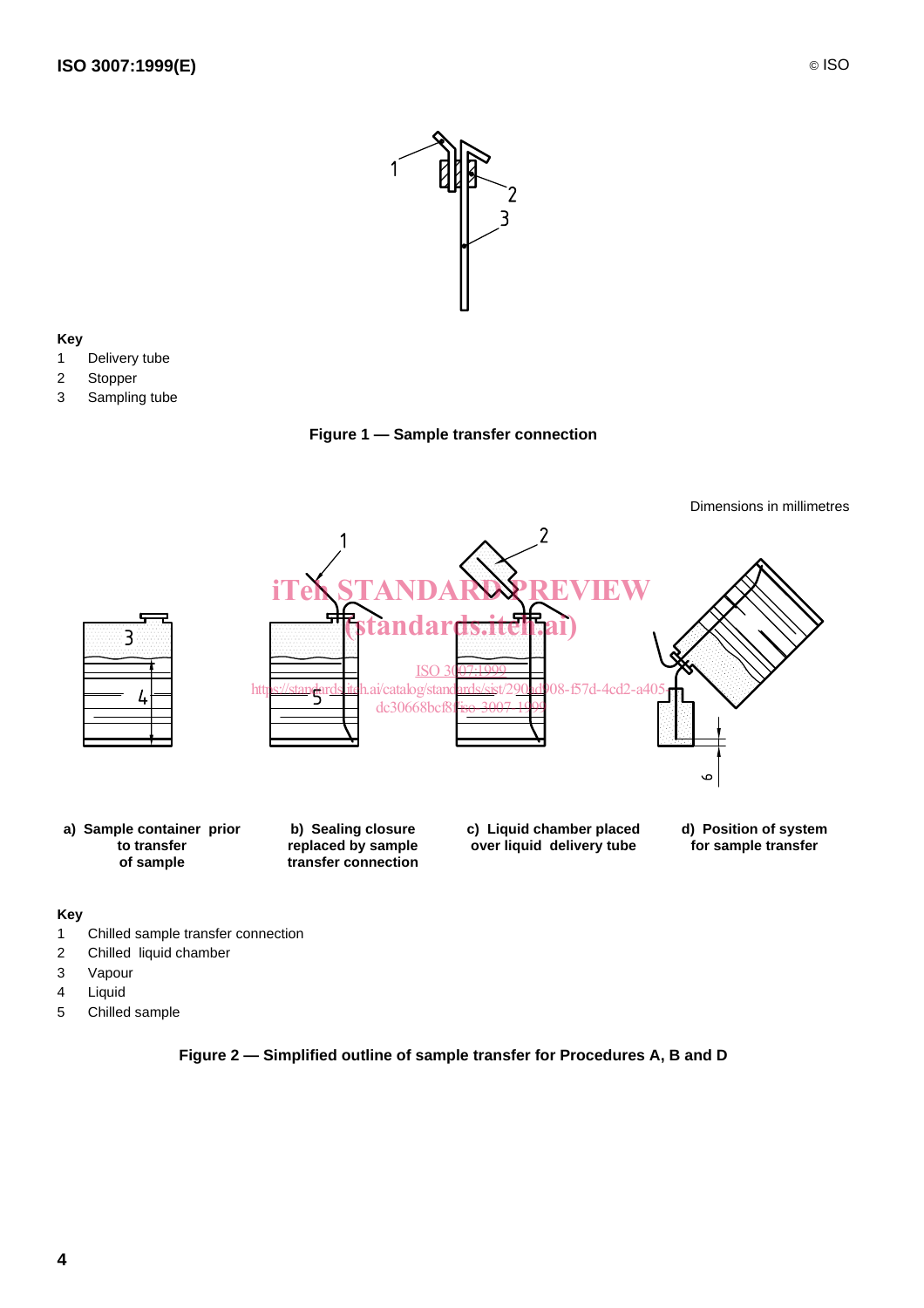**Key**

1 Delivery tube

2 Stopper

3 Sampling tube

**Figure 1 — Sample transfer connection**

Dimensions in millimetres

a) Sample container prior to transfer of sample

b) Sealing closure replaced by sample transfer connection

c) Liquid chamber placed over liquid delivery tube

d) Position of system for sample transfer

**Key**

1 Chilled sample transfer connection

2 Chilled liquid chamber

3 Vapour

4 Liquid

5 Chilled sample

**Figure 2 — Simplified outline of sample transfer for Procedures A, B and D**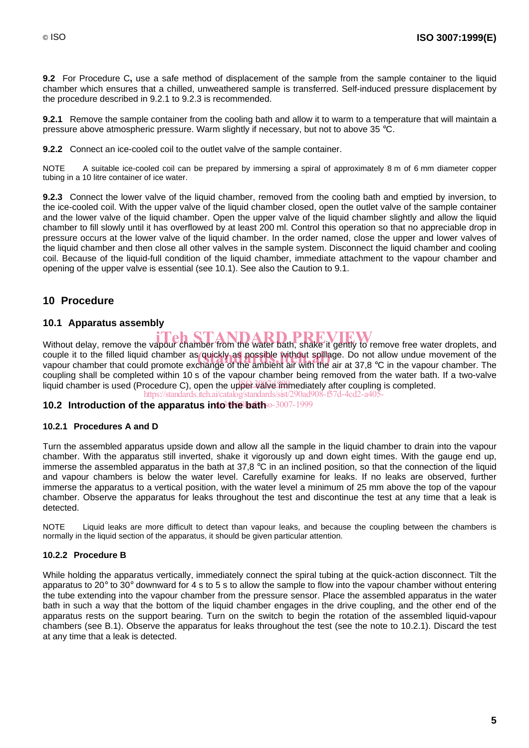**9.2** For Procedure C**,** use a safe method of displacement of the sample from the sample container to the liquid chamber which ensures that a chilled, unweathered sample is transferred. Self-induced pressure displacement by the procedure described in 9.2.1 to 9.2.3 is recommended.

**9.2.1** Remove the sample container from the cooling bath and allow it to warm to a temperature that will maintain a pressure above atmospheric pressure. Warm slightly if necessary, but not to above 35 °C.

**9.2.2** Connect an ice-cooled coil to the outlet valve of the sample container.

NOTE A suitable ice-cooled coil can be prepared by immersing a spiral of approximately 8 m of 6 mm diameter copper tubing in a 10 litre container of ice water.

**9.2.3** Connect the lower valve of the liquid chamber, removed from the cooling bath and emptied by inversion, to the ice-cooled coil. With the upper valve of the liquid chamber closed, open the outlet valve of the sample container and the lower valve of the liquid chamber. Open the upper valve of the liquid chamber slightly and allow the liquid chamber to fill slowly until it has overflowed by at least 200 ml. Control this operation so that no appreciable drop in pressure occurs at the lower valve of the liquid chamber. In the order named, close the upper and lower valves of the liquid chamber and then close all other valves in the sample system. Disconnect the liquid chamber and cooling coil. Because of the liquid-full condition of the liquid chamber, immediate attachment to the vapour chamber and opening of the upper valve is essential (see 10.1). See also the Caution to 9.1.

## 10 Procedure

### 10.1 Apparatus assembly

Without delay, remove the vapour chamber from the water bath, shake it gently to remove free water droplets, and couple it to the filled liquid chamber as quickly as possible without spillage. Do not allow undue movement of the vapour chamber that could promote exchange of the ambient air with the air at 37,8 °C in the vapour chamber. The coupling shall be completed within 10 s of the vapour chamber being removed from the water bath. If a two-valve liquid chamber is used (Procedure C), open the upper valve immediately after coupling is completed.

### 10.2 Introduction of the apparatus into the bath

#### 10.2.1 Procedures A and D

Turn the assembled apparatus upside down and allow all the sample in the liquid chamber to drain into the vapour chamber. With the apparatus still inverted, shake it vigorously up and down eight times. With the gauge end up, immerse the assembled apparatus in the bath at 37,8 °C in an inclined position, so that the connection of the liquid and vapour chambers is below the water level. Carefully examine for leaks. If no leaks are observed, further immerse the apparatus to a vertical position, with the water level a minimum of 25 mm above the top of the vapour chamber. Observe the apparatus for leaks throughout the test and discontinue the test at any time that a leak is detected.

NOTE Liquid leaks are more difficult to detect than vapour leaks, and because the coupling between the chambers is normally in the liquid section of the apparatus, it should be given particular attention.

#### 10.2.2 Procedure B

While holding the apparatus vertically, immediately connect the spiral tubing at the quick-action disconnect. Tilt the apparatus to 20° to 30° downward for 4 s to 5 s to allow the sample to flow into the vapour chamber without entering the tube extending into the vapour chamber from the pressure sensor. Place the assembled apparatus in the water bath in such a way that the bottom of the liquid chamber engages in the drive coupling, and the other end of the apparatus rests on the support bearing. Turn on the switch to begin the rotation of the assembled liquid-vapour chambers (see B.1). Observe the apparatus for leaks throughout the test (see the note to 10.2.1). Discard the test at any time that a leak is detected.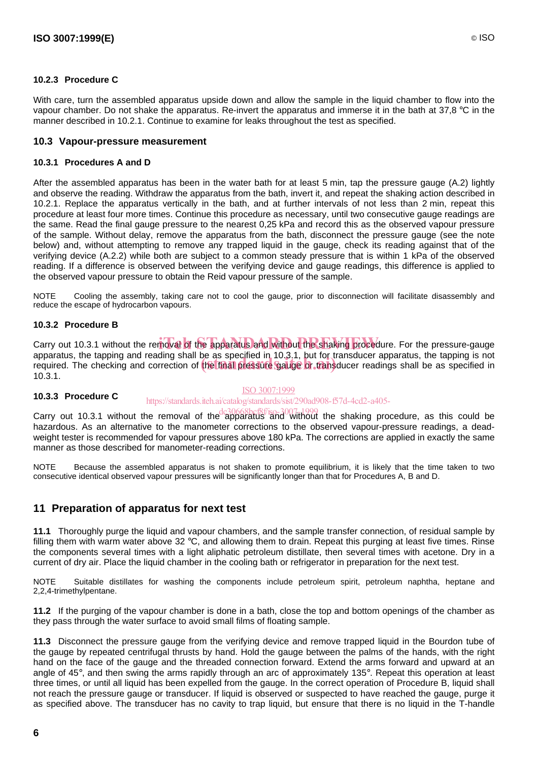#### 10.2.3 Procedure C

With care, turn the assembled apparatus upside down and allow the sample in the liquid chamber to flow into the vapour chamber. Do not shake the apparatus. Re-invert the apparatus and immerse it in the bath at 37,8 °C in the manner described in 10.2.1. Continue to examine for leaks throughout the test as specified.

### 10.3 Vapour-pressure measurement

#### 10.3.1 Procedures A and D

After the assembled apparatus has been in the water bath for at least 5 min, tap the pressure gauge (A.2) lightly and observe the reading. Withdraw the apparatus from the bath, invert it, and repeat the shaking action described in 10.2.1. Replace the apparatus vertically in the bath, and at further intervals of not less than 2 min, repeat this procedure at least four more times. Continue this procedure as necessary, until two consecutive gauge readings are the same. Read the final gauge pressure to the nearest 0,25 kPa and record this as the observed vapour pressure of the sample. Without delay, remove the apparatus from the bath, disconnect the pressure gauge (see the note below) and, without attempting to remove any trapped liquid in the gauge, check its reading against that of the verifying device (A.2.2) while both are subject to a common steady pressure that is within 1 kPa of the observed reading. If a difference is observed between the verifying device and gauge readings, this difference is applied to the observed vapour pressure to obtain the Reid vapour pressure of the sample.

NOTE Cooling the assembly, taking care not to cool the gauge, prior to disconnection will facilitate disassembly and reduce the escape of hydrocarbon vapours.

#### 10.3.2 Procedure B

Carry out 10.3.1 without the removal of the apparatus and without the shaking procedure. For the pressure-gauge apparatus, the tapping and reading shall be as specified in 10.3.1, but for transducer apparatus, the tapping is not required. The checking and correction of the final pressure gauge or transducer readings shall be as specified in 10.3.1.

#### 10.3.3 Procedure C

Carry out 10.3.1 without the removal of the apparatus and without the shaking procedure, as this could be hazardous. As an alternative to the manometer corrections to the observed vapour-pressure readings, a dead-weight tester is recommended for vapour pressures above 180 kPa. The corrections are applied in exactly the same manner as those described for manometer-reading corrections.

NOTE Because the assembled apparatus is not shaken to promote equilibrium, it is likely that the time taken to two consecutive identical observed vapour pressures will be significantly longer than that for Procedures A, B and D.

## 11 Preparation of apparatus for next test

**11.1** Thoroughly purge the liquid and vapour chambers, and the sample transfer connection, of residual sample by filling them with warm water above 32 °C, and allowing them to drain. Repeat this purging at least five times. Rinse the components several times with a light aliphatic petroleum distillate, then several times with acetone. Dry in a current of dry air. Place the liquid chamber in the cooling bath or refrigerator in preparation for the next test.

NOTE Suitable distillates for washing the components include petroleum spirit, petroleum naphtha, heptane and 2,2,4-trimethylpentane.

**11.2** If the purging of the vapour chamber is done in a bath, close the top and bottom openings of the chamber as they pass through the water surface to avoid small films of floating sample.

**11.3** Disconnect the pressure gauge from the verifying device and remove trapped liquid in the Bourdon tube of the gauge by repeated centrifugal thrusts by hand. Hold the gauge between the palms of the hands, with the right hand on the face of the gauge and the threaded connection forward. Extend the arms forward and upward at an angle of 45°, and then swing the arms rapidly through an arc of approximately 135°. Repeat this operation at least three times, or until all liquid has been expelled from the gauge. In the correct operation of Procedure B, liquid shall not reach the pressure gauge or transducer. If liquid is observed or suspected to have reached the gauge, purge it as specified above. The transducer has no cavity to trap liquid, but ensure that there is no liquid in the T-handle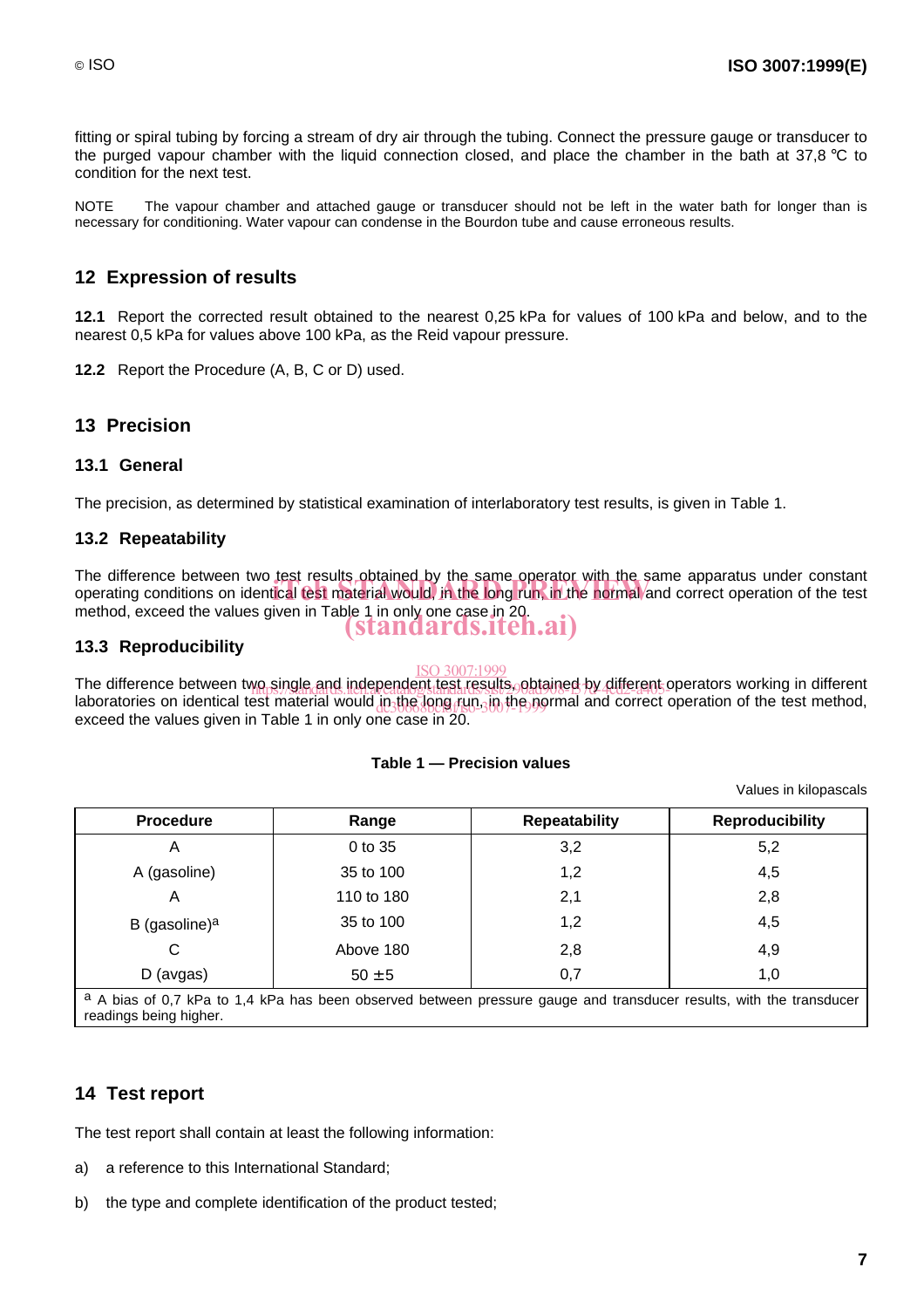fitting or spiral tubing by forcing a stream of dry air through the tubing. Connect the pressure gauge or transducer to the purged vapour chamber with the liquid connection closed, and place the chamber in the bath at 37,8 °C to condition for the next test.

NOTE The vapour chamber and attached gauge or transducer should not be left in the water bath for longer than is necessary for conditioning. Water vapour can condense in the Bourdon tube and cause erroneous results.

## 12 Expression of results

**12.1** Report the corrected result obtained to the nearest 0,25 kPa for values of 100 kPa and below, and to the nearest 0,5 kPa for values above 100 kPa, as the Reid vapour pressure.

**12.2** Report the Procedure (A, B, C or D) used.

## 13 Precision

### 13.1 General

The precision, as determined by statistical examination of interlaboratory test results, is given in Table 1.

### 13.2 Repeatability

The difference between two test results obtained by the same operator with the same apparatus under constant operating conditions on identical test material would, in the long run, in the normal and correct operation of the test method, exceed the values given in Table 1 in only one case in 20.

### 13.3 Reproducibility

The difference between two single and independent test results, obtained by different operators working in different laboratories on identical test material would in the long run, in the normal and correct operation of the test method, exceed the values given in Table 1 in only one case in 20.

**Table 1 — Precision values**

Values in kilopascals

| Procedure | Range | Repeatability | Reproducibility |
|---|---|---|---|
| A | 0 to 35 | 3,2 | 5,2 |
| A (gasoline) | 35 to 100 | 1,2 | 4,5 |
| A | 110 to 180 | 2,1 | 2,8 |
| B (gasoline)[a] | 35 to 100 | 1,2 | 4,5 |
| C | Above 180 | 2,8 | 4,9 |
| D (avgas) | 50 ± 5 | 0,7 | 1,0 |

[a] A bias of 0,7 kPa to 1,4 kPa has been observed between pressure gauge and transducer results, with the transducer readings being higher.

## 14 Test report

The test report shall contain at least the following information:

a) a reference to this International Standard;

b) the type and complete identification of the product tested;